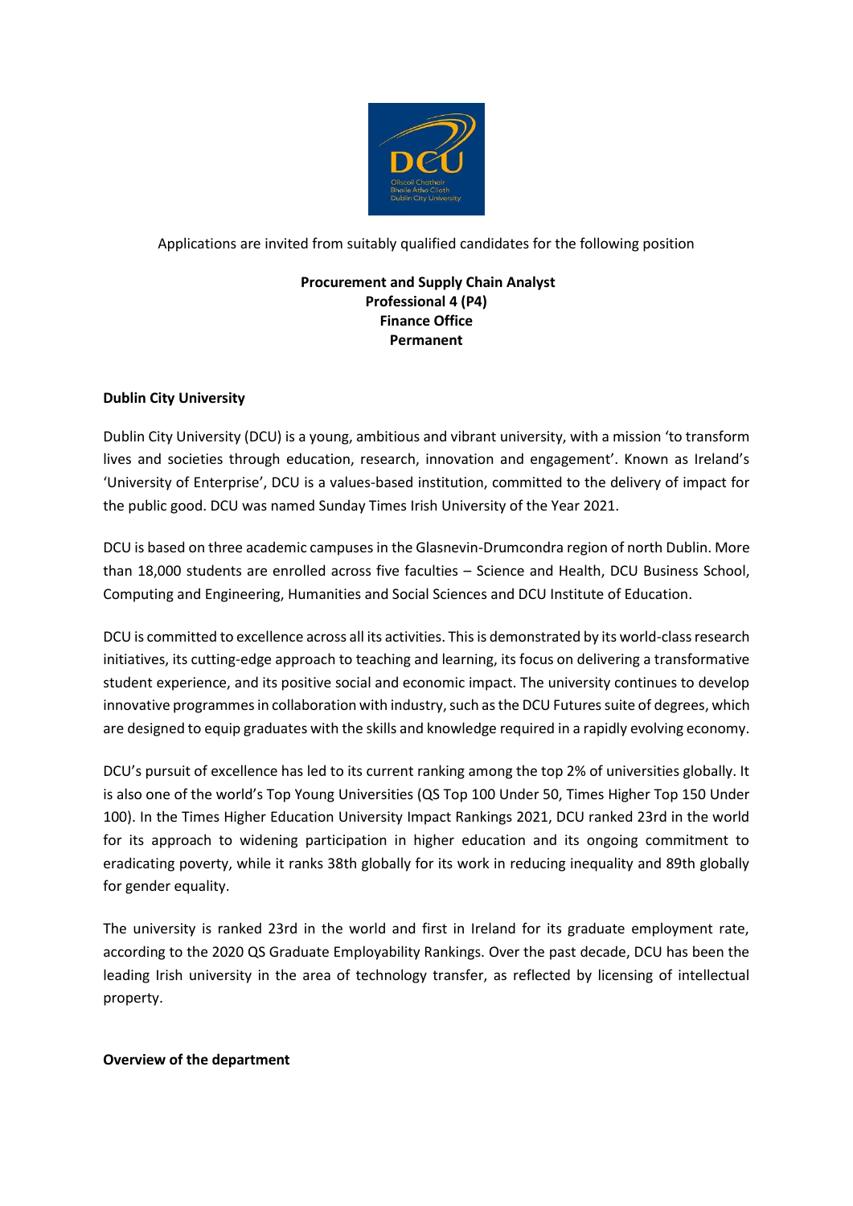Applications are invited from suitably qualified candidates for the following position

**Procurement and Supply Chain Analyst**
**Professional 4 (P4)**
**Finance Office**
**Permanent**

## Dublin City University

Dublin City University (DCU) is a young, ambitious and vibrant university, with a mission 'to transform lives and societies through education, research, innovation and engagement'. Known as Ireland's 'University of Enterprise', DCU is a values-based institution, committed to the delivery of impact for the public good. DCU was named Sunday Times Irish University of the Year 2021.

DCU is based on three academic campuses in the Glasnevin-Drumcondra region of north Dublin. More than 18,000 students are enrolled across five faculties – Science and Health, DCU Business School, Computing and Engineering, Humanities and Social Sciences and DCU Institute of Education.

DCU is committed to excellence across all its activities. This is demonstrated by its world-class research initiatives, its cutting-edge approach to teaching and learning, its focus on delivering a transformative student experience, and its positive social and economic impact. The university continues to develop innovative programmes in collaboration with industry, such as the DCU Futures suite of degrees, which are designed to equip graduates with the skills and knowledge required in a rapidly evolving economy.

DCU's pursuit of excellence has led to its current ranking among the top 2% of universities globally. It is also one of the world's Top Young Universities (QS Top 100 Under 50, Times Higher Top 150 Under 100). In the Times Higher Education University Impact Rankings 2021, DCU ranked 23rd in the world for its approach to widening participation in higher education and its ongoing commitment to eradicating poverty, while it ranks 38th globally for its work in reducing inequality and 89th globally for gender equality.

The university is ranked 23rd in the world and first in Ireland for its graduate employment rate, according to the 2020 QS Graduate Employability Rankings. Over the past decade, DCU has been the leading Irish university in the area of technology transfer, as reflected by licensing of intellectual property.

## Overview of the department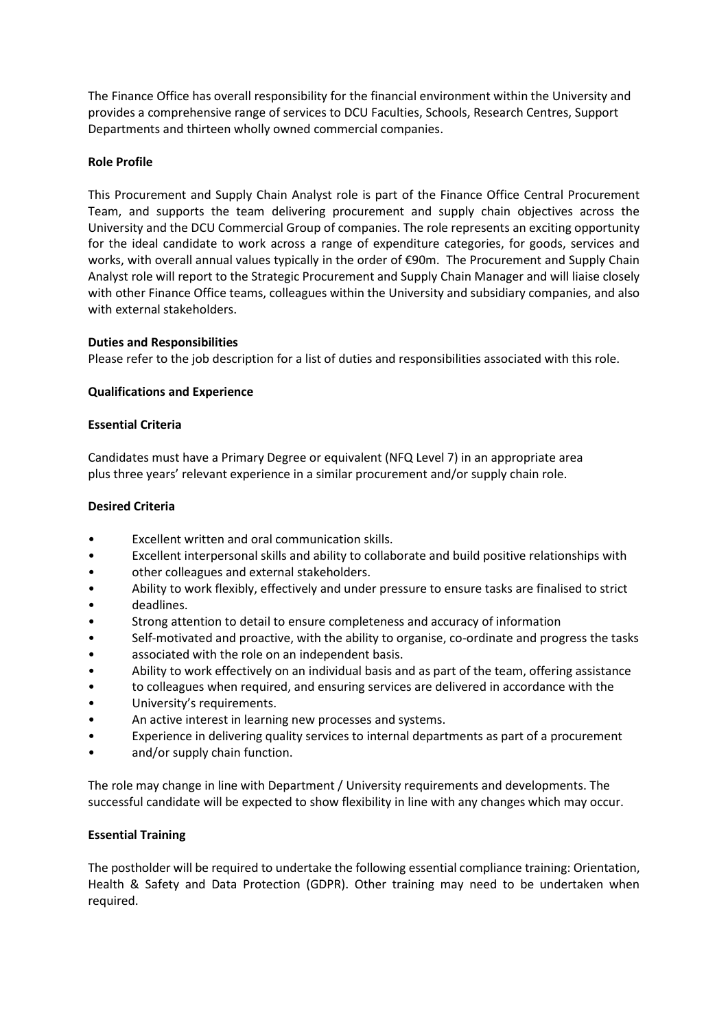The Finance Office has overall responsibility for the financial environment within the University and provides a comprehensive range of services to DCU Faculties, Schools, Research Centres, Support Departments and thirteen wholly owned commercial companies.

**Role Profile**

This Procurement and Supply Chain Analyst role is part of the Finance Office Central Procurement Team, and supports the team delivering procurement and supply chain objectives across the University and the DCU Commercial Group of companies. The role represents an exciting opportunity for the ideal candidate to work across a range of expenditure categories, for goods, services and works, with overall annual values typically in the order of €90m. The Procurement and Supply Chain Analyst role will report to the Strategic Procurement and Supply Chain Manager and will liaise closely with other Finance Office teams, colleagues within the University and subsidiary companies, and also with external stakeholders.

**Duties and Responsibilities**

Please refer to the job description for a list of duties and responsibilities associated with this role.

**Qualifications and Experience**

**Essential Criteria**

Candidates must have a Primary Degree or equivalent (NFQ Level 7) in an appropriate area plus three years' relevant experience in a similar procurement and/or supply chain role.

**Desired Criteria**

- Excellent written and oral communication skills.
- Excellent interpersonal skills and ability to collaborate and build positive relationships with other colleagues and external stakeholders.
- Ability to work flexibly, effectively and under pressure to ensure tasks are finalised to strict deadlines.
- Strong attention to detail to ensure completeness and accuracy of information
- Self-motivated and proactive, with the ability to organise, co-ordinate and progress the tasks associated with the role on an independent basis.
- Ability to work effectively on an individual basis and as part of the team, offering assistance to colleagues when required, and ensuring services are delivered in accordance with the University's requirements.
- An active interest in learning new processes and systems.
- Experience in delivering quality services to internal departments as part of a procurement and/or supply chain function.

The role may change in line with Department / University requirements and developments. The successful candidate will be expected to show flexibility in line with any changes which may occur.

**Essential Training**

The postholder will be required to undertake the following essential compliance training: Orientation, Health & Safety and Data Protection (GDPR). Other training may need to be undertaken when required.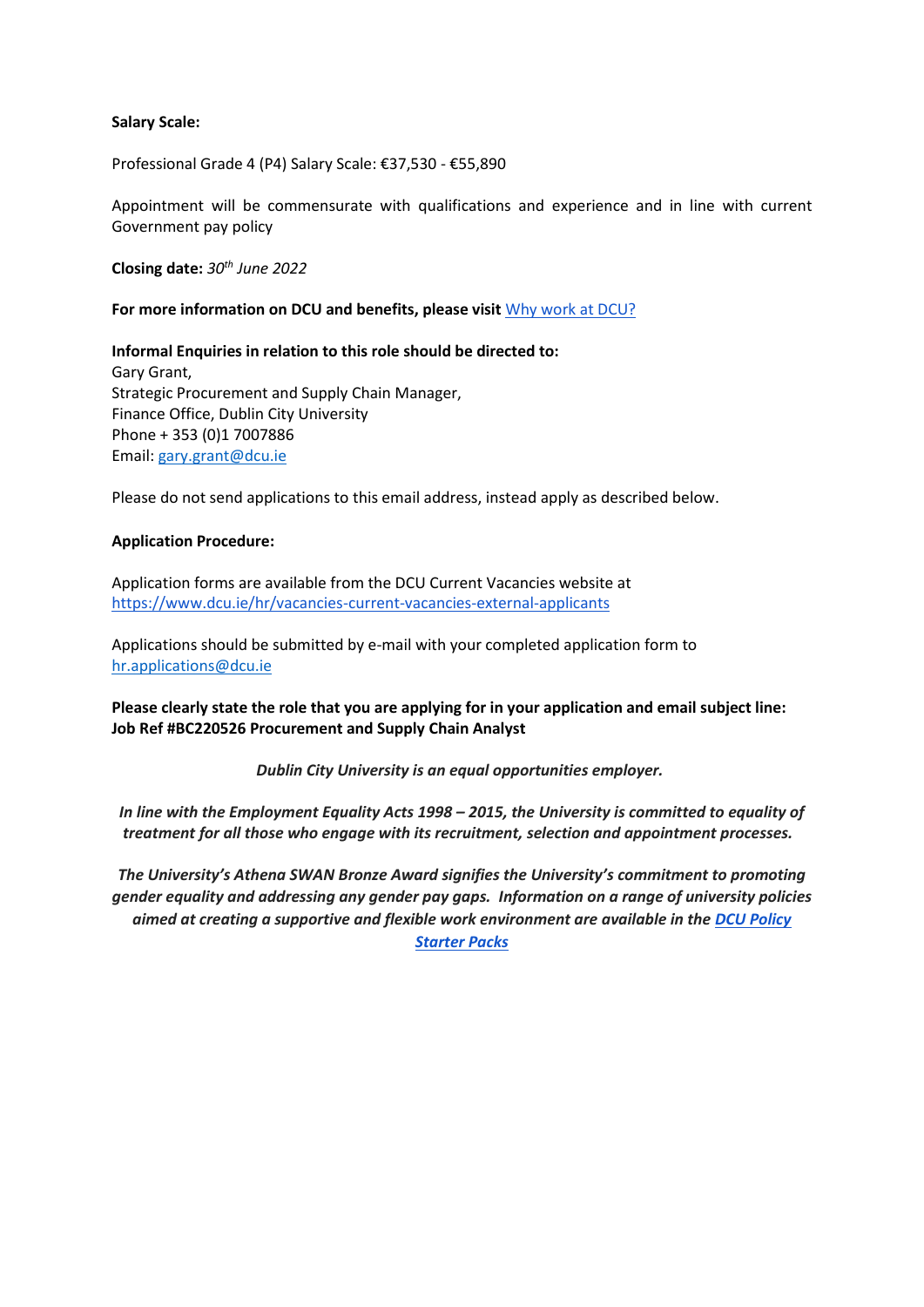**Salary Scale:**

Professional Grade 4 (P4) Salary Scale: €37,530 - €55,890

Appointment will be commensurate with qualifications and experience and in line with current Government pay policy

**Closing date:** *30th June 2022*

**For more information on DCU and benefits, please visit** Why work at DCU?

**Informal Enquiries in relation to this role should be directed to:**
Gary Grant,
Strategic Procurement and Supply Chain Manager,
Finance Office, Dublin City University
Phone + 353 (0)1 7007886
Email: gary.grant@dcu.ie

Please do not send applications to this email address, instead apply as described below.

**Application Procedure:**

Application forms are available from the DCU Current Vacancies website at https://www.dcu.ie/hr/vacancies-current-vacancies-external-applicants

Applications should be submitted by e-mail with your completed application form to hr.applications@dcu.ie

**Please clearly state the role that you are applying for in your application and email subject line: Job Ref #BC220526 Procurement and Supply Chain Analyst**

***Dublin City University is an equal opportunities employer.***

***In line with the Employment Equality Acts 1998 – 2015, the University is committed to equality of treatment for all those who engage with its recruitment, selection and appointment processes.***

***The University's Athena SWAN Bronze Award signifies the University's commitment to promoting gender equality and addressing any gender pay gaps. Information on a range of university policies aimed at creating a supportive and flexible work environment are available in the DCU Policy Starter Packs***